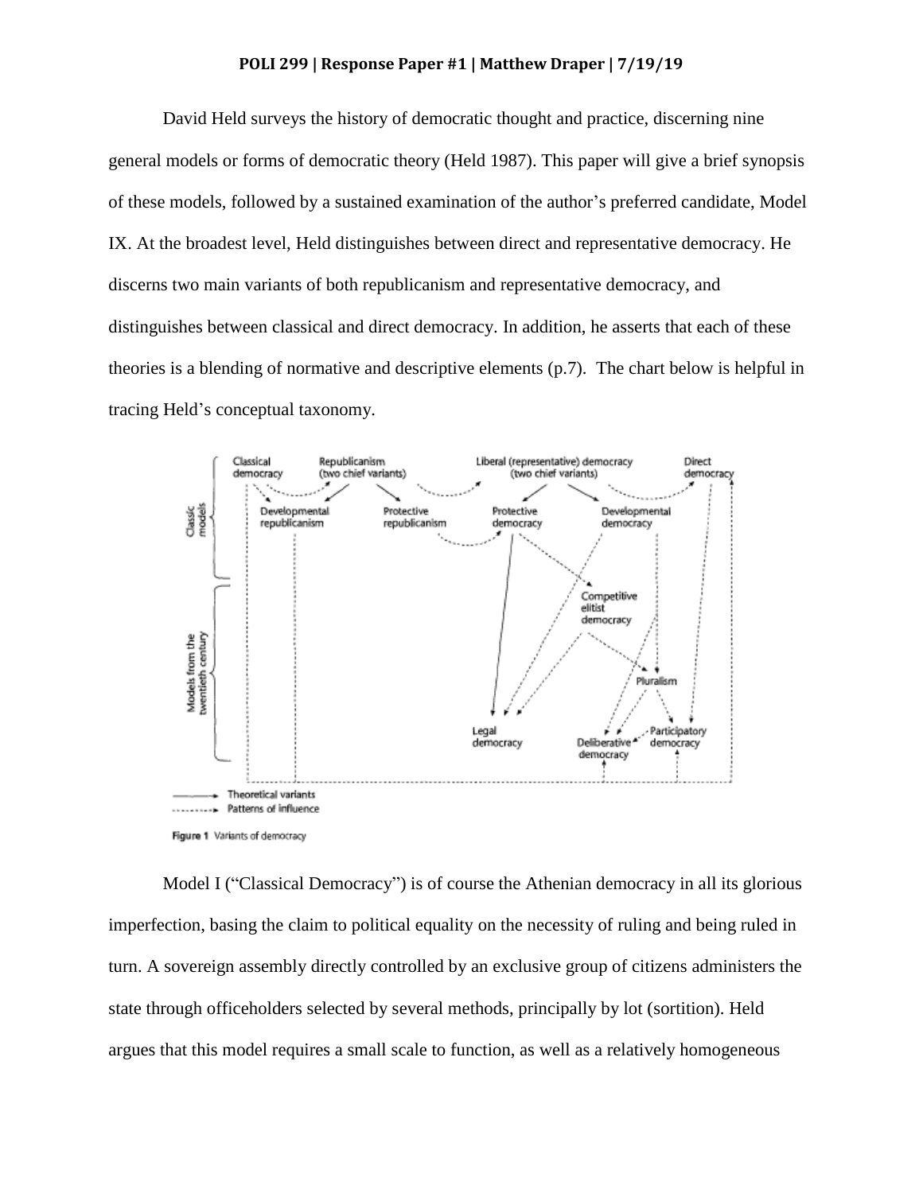**POLI 299 | Response Paper #1 | Matthew Draper | 7/19/19**

David Held surveys the history of democratic thought and practice, discerning nine general models or forms of democratic theory (Held 1987). This paper will give a brief synopsis of these models, followed by a sustained examination of the author's preferred candidate, Model IX. At the broadest level, Held distinguishes between direct and representative democracy. He discerns two main variants of both republicanism and representative democracy, and distinguishes between classical and direct democracy. In addition, he asserts that each of these theories is a blending of normative and descriptive elements (p.7). The chart below is helpful in tracing Held's conceptual taxonomy.

Figure 1 Variants of democracy

Model I ("Classical Democracy") is of course the Athenian democracy in all its glorious imperfection, basing the claim to political equality on the necessity of ruling and being ruled in turn. A sovereign assembly directly controlled by an exclusive group of citizens administers the state through officeholders selected by several methods, principally by lot (sortition). Held argues that this model requires a small scale to function, as well as a relatively homogeneous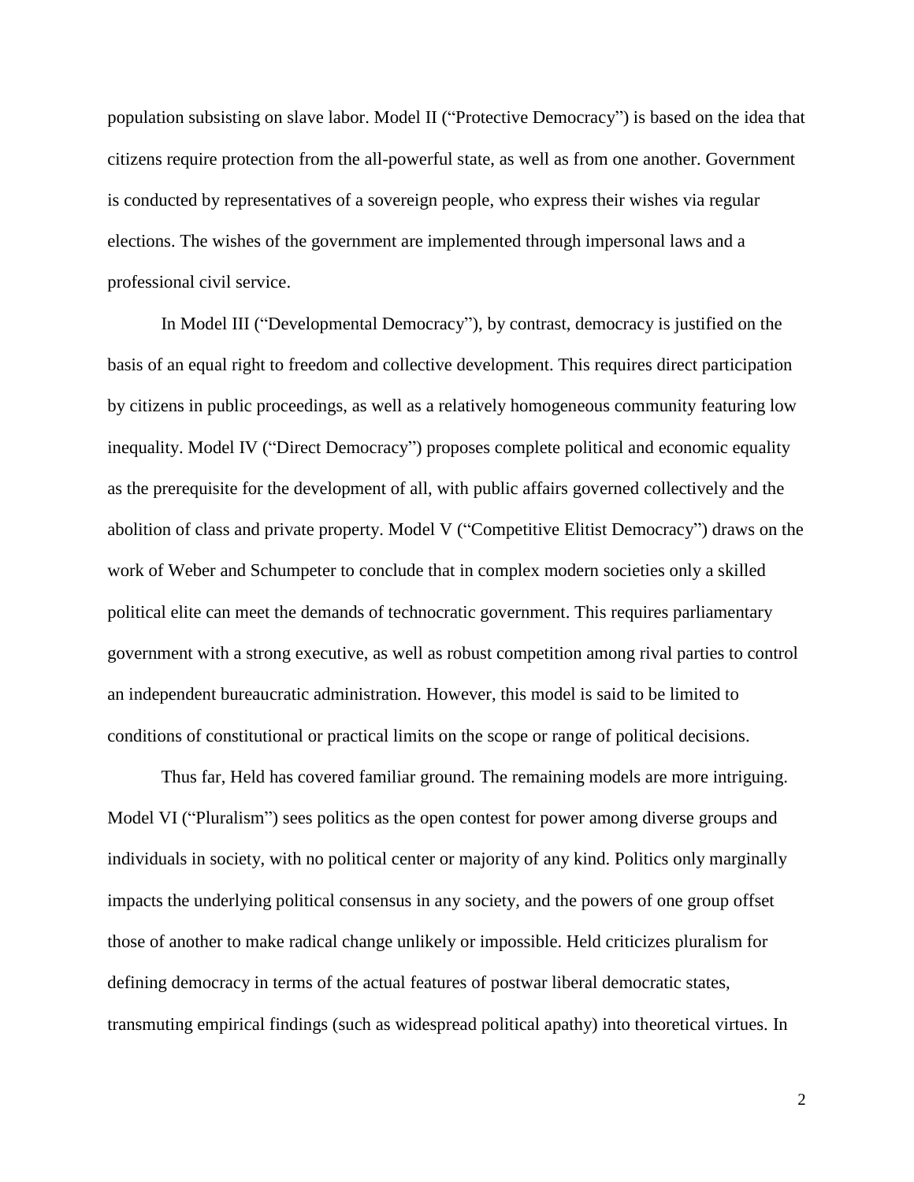population subsisting on slave labor. Model II ("Protective Democracy") is based on the idea that citizens require protection from the all-powerful state, as well as from one another. Government is conducted by representatives of a sovereign people, who express their wishes via regular elections. The wishes of the government are implemented through impersonal laws and a professional civil service.

In Model III ("Developmental Democracy"), by contrast, democracy is justified on the basis of an equal right to freedom and collective development. This requires direct participation by citizens in public proceedings, as well as a relatively homogeneous community featuring low inequality. Model IV ("Direct Democracy") proposes complete political and economic equality as the prerequisite for the development of all, with public affairs governed collectively and the abolition of class and private property. Model V ("Competitive Elitist Democracy") draws on the work of Weber and Schumpeter to conclude that in complex modern societies only a skilled political elite can meet the demands of technocratic government. This requires parliamentary government with a strong executive, as well as robust competition among rival parties to control an independent bureaucratic administration. However, this model is said to be limited to conditions of constitutional or practical limits on the scope or range of political decisions.

Thus far, Held has covered familiar ground. The remaining models are more intriguing. Model VI ("Pluralism") sees politics as the open contest for power among diverse groups and individuals in society, with no political center or majority of any kind. Politics only marginally impacts the underlying political consensus in any society, and the powers of one group offset those of another to make radical change unlikely or impossible. Held criticizes pluralism for defining democracy in terms of the actual features of postwar liberal democratic states, transmuting empirical findings (such as widespread political apathy) into theoretical virtues. In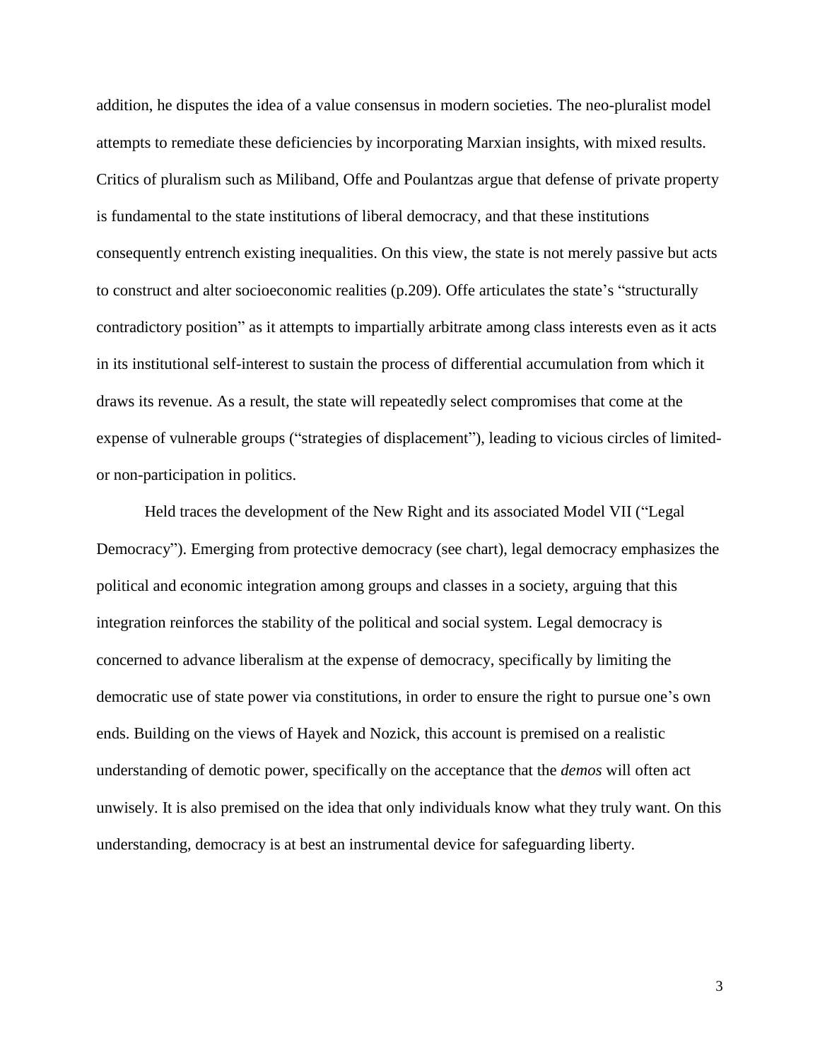addition, he disputes the idea of a value consensus in modern societies. The neo-pluralist model attempts to remediate these deficiencies by incorporating Marxian insights, with mixed results. Critics of pluralism such as Miliband, Offe and Poulantzas argue that defense of private property is fundamental to the state institutions of liberal democracy, and that these institutions consequently entrench existing inequalities. On this view, the state is not merely passive but acts to construct and alter socioeconomic realities (p.209). Offe articulates the state's "structurally contradictory position" as it attempts to impartially arbitrate among class interests even as it acts in its institutional self-interest to sustain the process of differential accumulation from which it draws its revenue. As a result, the state will repeatedly select compromises that come at the expense of vulnerable groups ("strategies of displacement"), leading to vicious circles of limited- or non-participation in politics.

Held traces the development of the New Right and its associated Model VII ("Legal Democracy"). Emerging from protective democracy (see chart), legal democracy emphasizes the political and economic integration among groups and classes in a society, arguing that this integration reinforces the stability of the political and social system. Legal democracy is concerned to advance liberalism at the expense of democracy, specifically by limiting the democratic use of state power via constitutions, in order to ensure the right to pursue one's own ends. Building on the views of Hayek and Nozick, this account is premised on a realistic understanding of demotic power, specifically on the acceptance that the *demos* will often act unwisely. It is also premised on the idea that only individuals know what they truly want. On this understanding, democracy is at best an instrumental device for safeguarding liberty.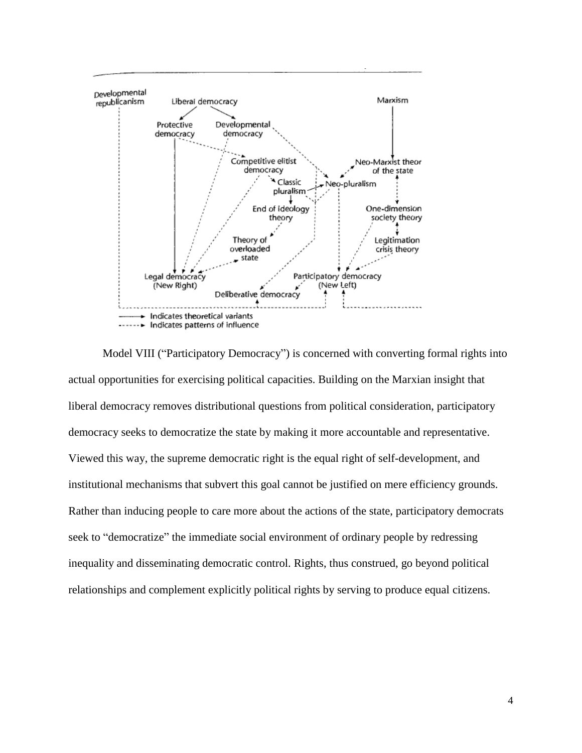Developmental republicanism

Liberal democracy

Marxism

Protective democracy

Developmental democracy

Competitive elitist democracy

Neo-Marxist theor of the state

Classic pluralism

Neo-pluralism

End of ideology theory

One-dimension society theory

Theory of overloaded state

Legitimation crisis theory

Legal democracy (New Right)

Participatory democracy (New Left)

Deliberative democracy

——► Indicates theoretical variants

------► Indicates patterns of influence

Model VIII ("Participatory Democracy") is concerned with converting formal rights into actual opportunities for exercising political capacities. Building on the Marxian insight that liberal democracy removes distributional questions from political consideration, participatory democracy seeks to democratize the state by making it more accountable and representative. Viewed this way, the supreme democratic right is the equal right of self-development, and institutional mechanisms that subvert this goal cannot be justified on mere efficiency grounds. Rather than inducing people to care more about the actions of the state, participatory democrats seek to "democratize" the immediate social environment of ordinary people by redressing inequality and disseminating democratic control. Rights, thus construed, go beyond political relationships and complement explicitly political rights by serving to produce equal citizens.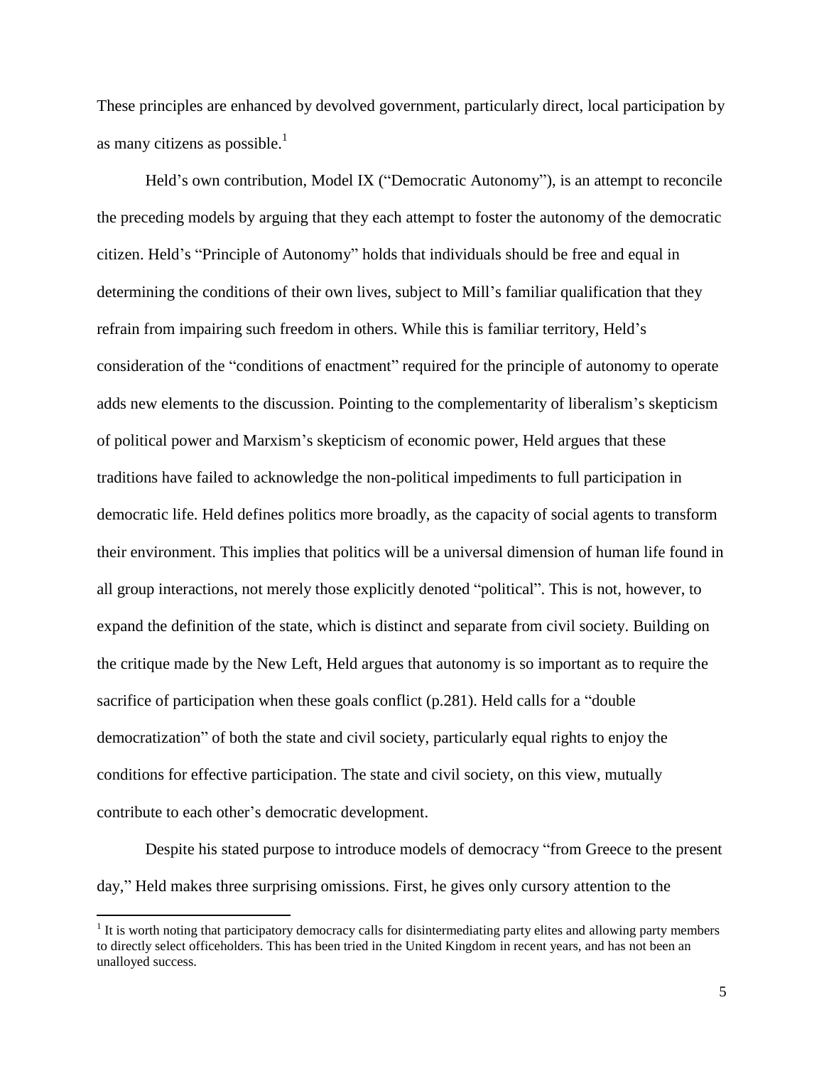These principles are enhanced by devolved government, particularly direct, local participation by as many citizens as possible.[1]

Held's own contribution, Model IX ("Democratic Autonomy"), is an attempt to reconcile the preceding models by arguing that they each attempt to foster the autonomy of the democratic citizen. Held's "Principle of Autonomy" holds that individuals should be free and equal in determining the conditions of their own lives, subject to Mill's familiar qualification that they refrain from impairing such freedom in others. While this is familiar territory, Held's consideration of the "conditions of enactment" required for the principle of autonomy to operate adds new elements to the discussion. Pointing to the complementarity of liberalism's skepticism of political power and Marxism's skepticism of economic power, Held argues that these traditions have failed to acknowledge the non-political impediments to full participation in democratic life. Held defines politics more broadly, as the capacity of social agents to transform their environment. This implies that politics will be a universal dimension of human life found in all group interactions, not merely those explicitly denoted "political". This is not, however, to expand the definition of the state, which is distinct and separate from civil society. Building on the critique made by the New Left, Held argues that autonomy is so important as to require the sacrifice of participation when these goals conflict (p.281). Held calls for a "double democratization" of both the state and civil society, particularly equal rights to enjoy the conditions for effective participation. The state and civil society, on this view, mutually contribute to each other's democratic development.

Despite his stated purpose to introduce models of democracy "from Greece to the present day," Held makes three surprising omissions. First, he gives only cursory attention to the

[1] It is worth noting that participatory democracy calls for disintermediating party elites and allowing party members to directly select officeholders. This has been tried in the United Kingdom in recent years, and has not been an unalloyed success.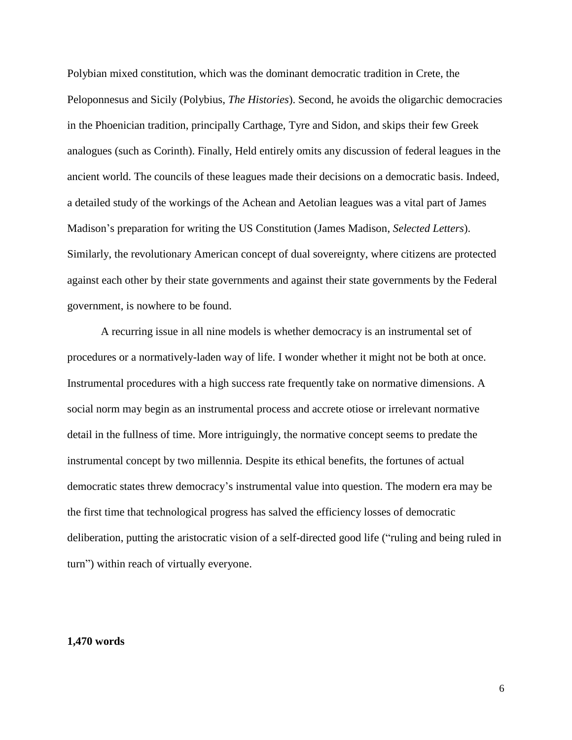Polybian mixed constitution, which was the dominant democratic tradition in Crete, the Peloponnesus and Sicily (Polybius, *The Histories*). Second, he avoids the oligarchic democracies in the Phoenician tradition, principally Carthage, Tyre and Sidon, and skips their few Greek analogues (such as Corinth). Finally, Held entirely omits any discussion of federal leagues in the ancient world. The councils of these leagues made their decisions on a democratic basis. Indeed, a detailed study of the workings of the Achean and Aetolian leagues was a vital part of James Madison's preparation for writing the US Constitution (James Madison, *Selected Letters*). Similarly, the revolutionary American concept of dual sovereignty, where citizens are protected against each other by their state governments and against their state governments by the Federal government, is nowhere to be found.

A recurring issue in all nine models is whether democracy is an instrumental set of procedures or a normatively-laden way of life. I wonder whether it might not be both at once. Instrumental procedures with a high success rate frequently take on normative dimensions. A social norm may begin as an instrumental process and accrete otiose or irrelevant normative detail in the fullness of time. More intriguingly, the normative concept seems to predate the instrumental concept by two millennia. Despite its ethical benefits, the fortunes of actual democratic states threw democracy's instrumental value into question. The modern era may be the first time that technological progress has salved the efficiency losses of democratic deliberation, putting the aristocratic vision of a self-directed good life ("ruling and being ruled in turn") within reach of virtually everyone.

**1,470 words**